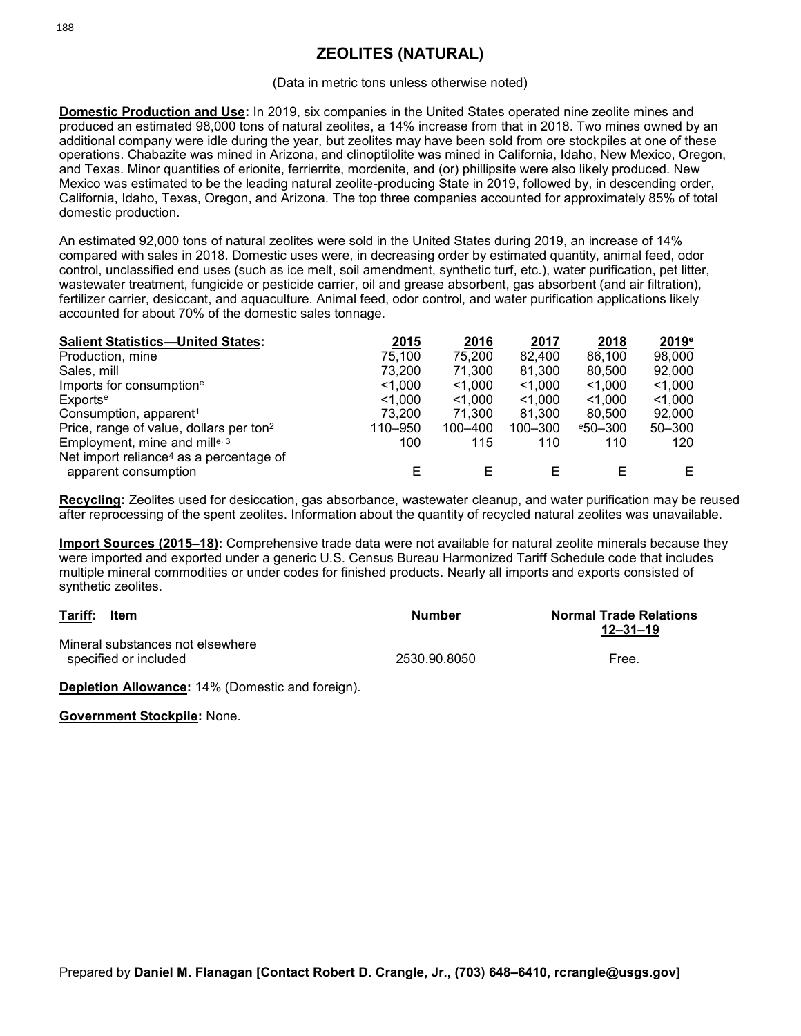# ZEOLITES (NATURAL)

(Data in metric tons unless otherwise noted)

**Domestic Production and Use:** In 2019, six companies in the United States operated nine zeolite mines and produced an estimated 98,000 tons of natural zeolites, a 14% increase from that in 2018. Two mines owned by an additional company were idle during the year, but zeolites may have been sold from ore stockpiles at one of these operations. Chabazite was mined in Arizona, and clinoptilolite was mined in California, Idaho, New Mexico, Oregon, and Texas. Minor quantities of erionite, ferrierrite, mordenite, and (or) phillipsite were also likely produced. New Mexico was estimated to be the leading natural zeolite-producing State in 2019, followed by, in descending order, California, Idaho, Texas, Oregon, and Arizona. The top three companies accounted for approximately 85% of total domestic production.

An estimated 92,000 tons of natural zeolites were sold in the United States during 2019, an increase of 14% compared with sales in 2018. Domestic uses were, in decreasing order by estimated quantity, animal feed, odor control, unclassified end uses (such as ice melt, soil amendment, synthetic turf, etc.), water purification, pet litter, wastewater treatment, fungicide or pesticide carrier, oil and grease absorbent, gas absorbent (and air filtration), fertilizer carrier, desiccant, and aquaculture. Animal feed, odor control, and water purification applications likely accounted for about 70% of the domestic sales tonnage.

| Salient Statistics—United States: | 2015 | 2016 | 2017 | 2018 | 2019[e] |
|---|---|---|---|---|---|
| Production, mine | 75,100 | 75,200 | 82,400 | 86,100 | 98,000 |
| Sales, mill | 73,200 | 71,300 | 81,300 | 80,500 | 92,000 |
| Imports for consumption[e] | <1,000 | <1,000 | <1,000 | <1,000 | <1,000 |
| Exports[e] | <1,000 | <1,000 | <1,000 | <1,000 | <1,000 |
| Consumption, apparent[1] | 73,200 | 71,300 | 81,300 | 80,500 | 92,000 |
| Price, range of value, dollars per ton[2] | 110–950 | 100–400 | 100–300 | [e]50–300 | 50–300 |
| Employment, mine and mill[e, 3] | 100 | 115 | 110 | 110 | 120 |
| Net import reliance[4] as a percentage of apparent consumption | E | E | E | E | E |

**Recycling:** Zeolites used for desiccation, gas absorbance, wastewater cleanup, and water purification may be reused after reprocessing of the spent zeolites. Information about the quantity of recycled natural zeolites was unavailable.

**Import Sources (2015–18):** Comprehensive trade data were not available for natural zeolite minerals because they were imported and exported under a generic U.S. Census Bureau Harmonized Tariff Schedule code that includes multiple mineral commodities or under codes for finished products. Nearly all imports and exports consisted of synthetic zeolites.

| Tariff: Item | Number | Normal Trade Relations 12–31–19 |
|---|---|---|
| Mineral substances not elsewhere specified or included | 2530.90.8050 | Free. |

**Depletion Allowance:** 14% (Domestic and foreign).

**Government Stockpile:** None.

Prepared by **Daniel M. Flanagan [Contact Robert D. Crangle, Jr., (703) 648–6410, rcrangle@usgs.gov]**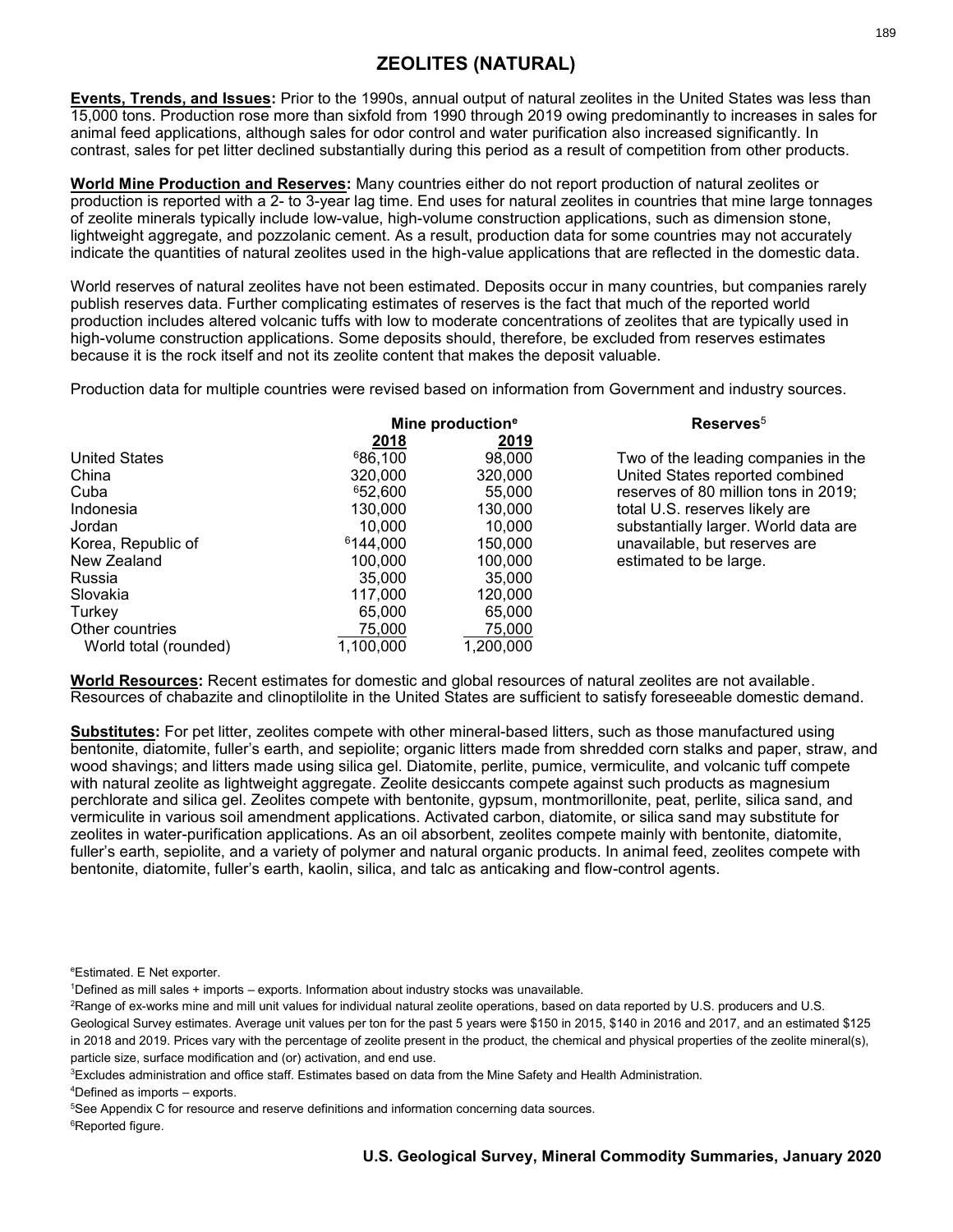# ZEOLITES (NATURAL)

**Events, Trends, and Issues:** Prior to the 1990s, annual output of natural zeolites in the United States was less than 15,000 tons. Production rose more than sixfold from 1990 through 2019 owing predominantly to increases in sales for animal feed applications, although sales for odor control and water purification also increased significantly. In contrast, sales for pet litter declined substantially during this period as a result of competition from other products.

**World Mine Production and Reserves:** Many countries either do not report production of natural zeolites or production is reported with a 2- to 3-year lag time. End uses for natural zeolites in countries that mine large tonnages of zeolite minerals typically include low-value, high-volume construction applications, such as dimension stone, lightweight aggregate, and pozzolanic cement. As a result, production data for some countries may not accurately indicate the quantities of natural zeolites used in the high-value applications that are reflected in the domestic data.

World reserves of natural zeolites have not been estimated. Deposits occur in many countries, but companies rarely publish reserves data. Further complicating estimates of reserves is the fact that much of the reported world production includes altered volcanic tuffs with low to moderate concentrations of zeolites that are typically used in high-volume construction applications. Some deposits should, therefore, be excluded from reserves estimates because it is the rock itself and not its zeolite content that makes the deposit valuable.

Production data for multiple countries were revised based on information from Government and industry sources.

| | Mine production[e] | | Reserves[5] |
|---|---|---|---|
| | 2018 | 2019 | |
| United States | [6]86,100 | 98,000 | Two of the leading companies in the United States reported combined reserves of 80 million tons in 2019; total U.S. reserves likely are substantially larger. World data are unavailable, but reserves are estimated to be large. |
| China | 320,000 | 320,000 | |
| Cuba | [6]52,600 | 55,000 | |
| Indonesia | 130,000 | 130,000 | |
| Jordan | 10,000 | 10,000 | |
| Korea, Republic of | [6]144,000 | 150,000 | |
| New Zealand | 100,000 | 100,000 | |
| Russia | 35,000 | 35,000 | |
| Slovakia | 117,000 | 120,000 | |
| Turkey | 65,000 | 65,000 | |
| Other countries | 75,000 | 75,000 | |
| World total (rounded) | 1,100,000 | 1,200,000 | |

**World Resources:** Recent estimates for domestic and global resources of natural zeolites are not available. Resources of chabazite and clinoptilolite in the United States are sufficient to satisfy foreseeable domestic demand.

**Substitutes:** For pet litter, zeolites compete with other mineral-based litters, such as those manufactured using bentonite, diatomite, fuller's earth, and sepiolite; organic litters made from shredded corn stalks and paper, straw, and wood shavings; and litters made using silica gel. Diatomite, perlite, pumice, vermiculite, and volcanic tuff compete with natural zeolite as lightweight aggregate. Zeolite desiccants compete against such products as magnesium perchlorate and silica gel. Zeolites compete with bentonite, gypsum, montmorillonite, peat, perlite, silica sand, and vermiculite in various soil amendment applications. Activated carbon, diatomite, or silica sand may substitute for zeolites in water-purification applications. As an oil absorbent, zeolites compete mainly with bentonite, diatomite, fuller's earth, sepiolite, and a variety of polymer and natural organic products. In animal feed, zeolites compete with bentonite, diatomite, fuller's earth, kaolin, silica, and talc as anticaking and flow-control agents.

[e]Estimated. E Net exporter.

[1]Defined as mill sales + imports – exports. Information about industry stocks was unavailable.

[2]Range of ex-works mine and mill unit values for individual natural zeolite operations, based on data reported by U.S. producers and U.S. Geological Survey estimates. Average unit values per ton for the past 5 years were $150 in 2015, $140 in 2016 and 2017, and an estimated $125 in 2018 and 2019. Prices vary with the percentage of zeolite present in the product, the chemical and physical properties of the zeolite mineral(s), particle size, surface modification and (or) activation, and end use.

[3]Excludes administration and office staff. Estimates based on data from the Mine Safety and Health Administration.

[4]Defined as imports – exports.

[5]See Appendix C for resource and reserve definitions and information concerning data sources.

[6]Reported figure.